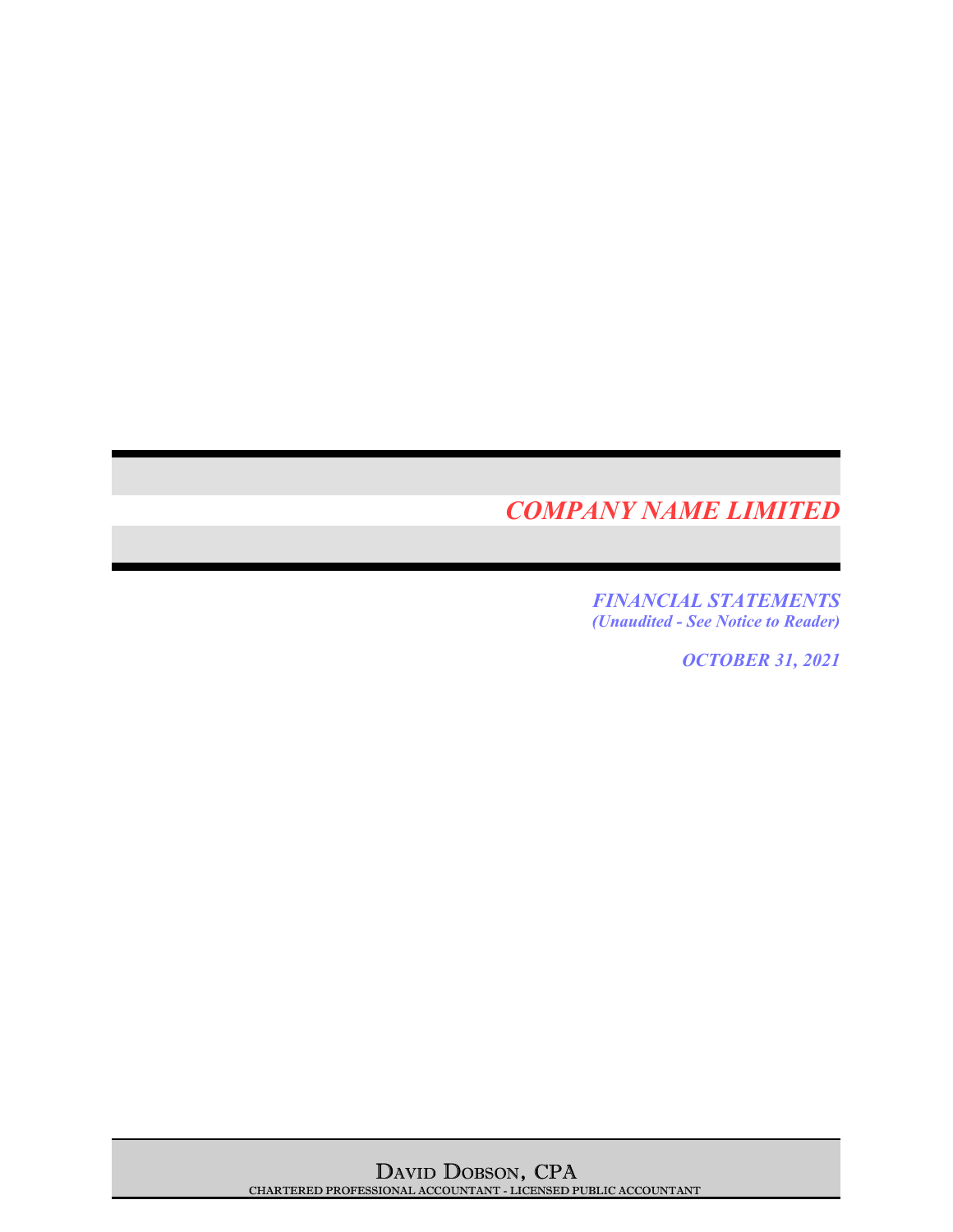# *COMPANY NAME LIMITED*

***FINANCIAL STATEMENTS***
***(Unaudited - See Notice to Reader)***

***OCTOBER 31, 2021***

DAVID DOBSON, CPA
**CHARTERED PROFESSIONAL ACCOUNTANT - LICENSED PUBLIC ACCOUNTANT**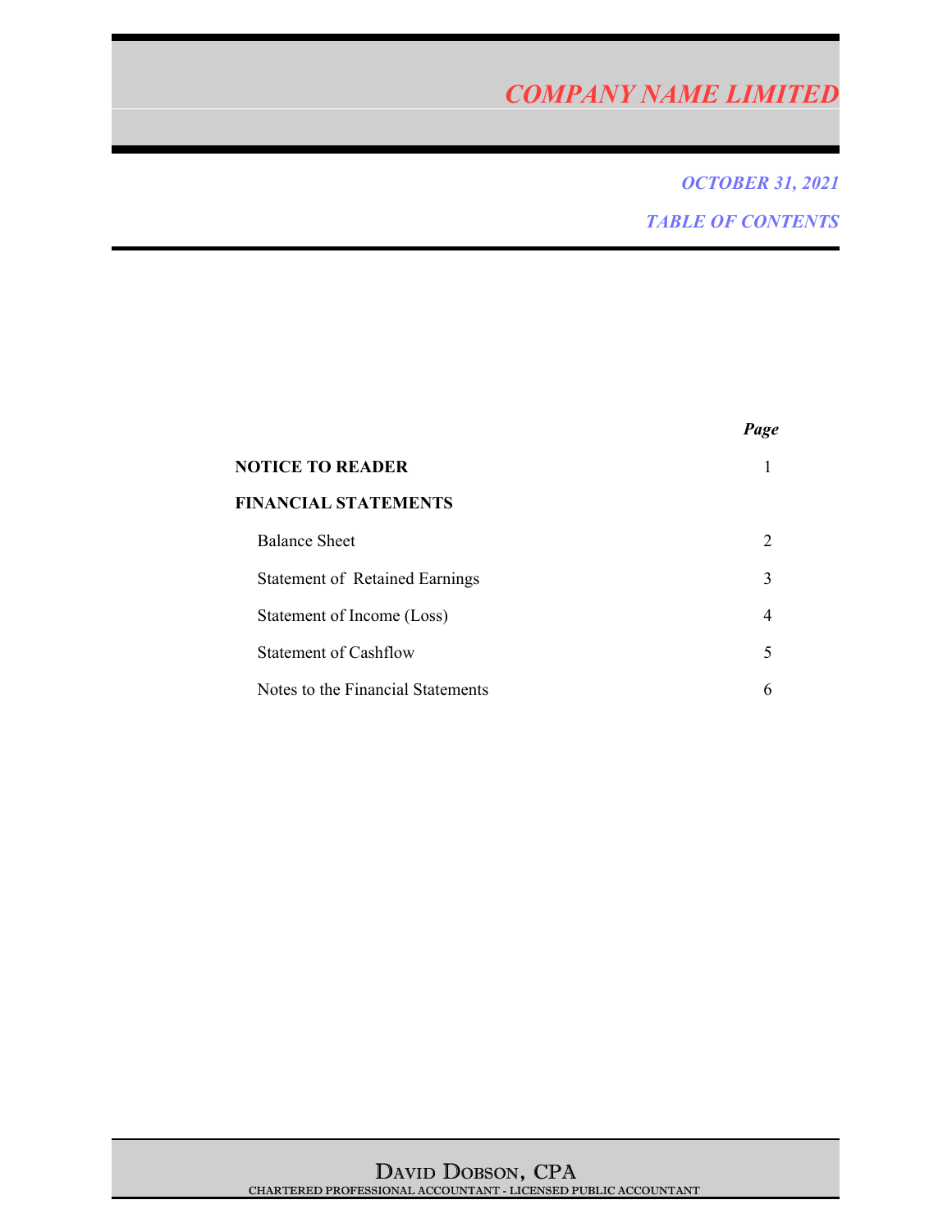# *COMPANY NAME LIMITED*

***OCTOBER 31, 2021***

***TABLE OF CONTENTS***

| | ***Page*** |
|---|---|
| **NOTICE TO READER** | 1 |
| **FINANCIAL STATEMENTS** | |
| Balance Sheet | 2 |
| Statement of Retained Earnings | 3 |
| Statement of Income (Loss) | 4 |
| Statement of Cashflow | 5 |
| Notes to the Financial Statements | 6 |

DAVID DOBSON, CPA

CHARTERED PROFESSIONAL ACCOUNTANT - LICENSED PUBLIC ACCOUNTANT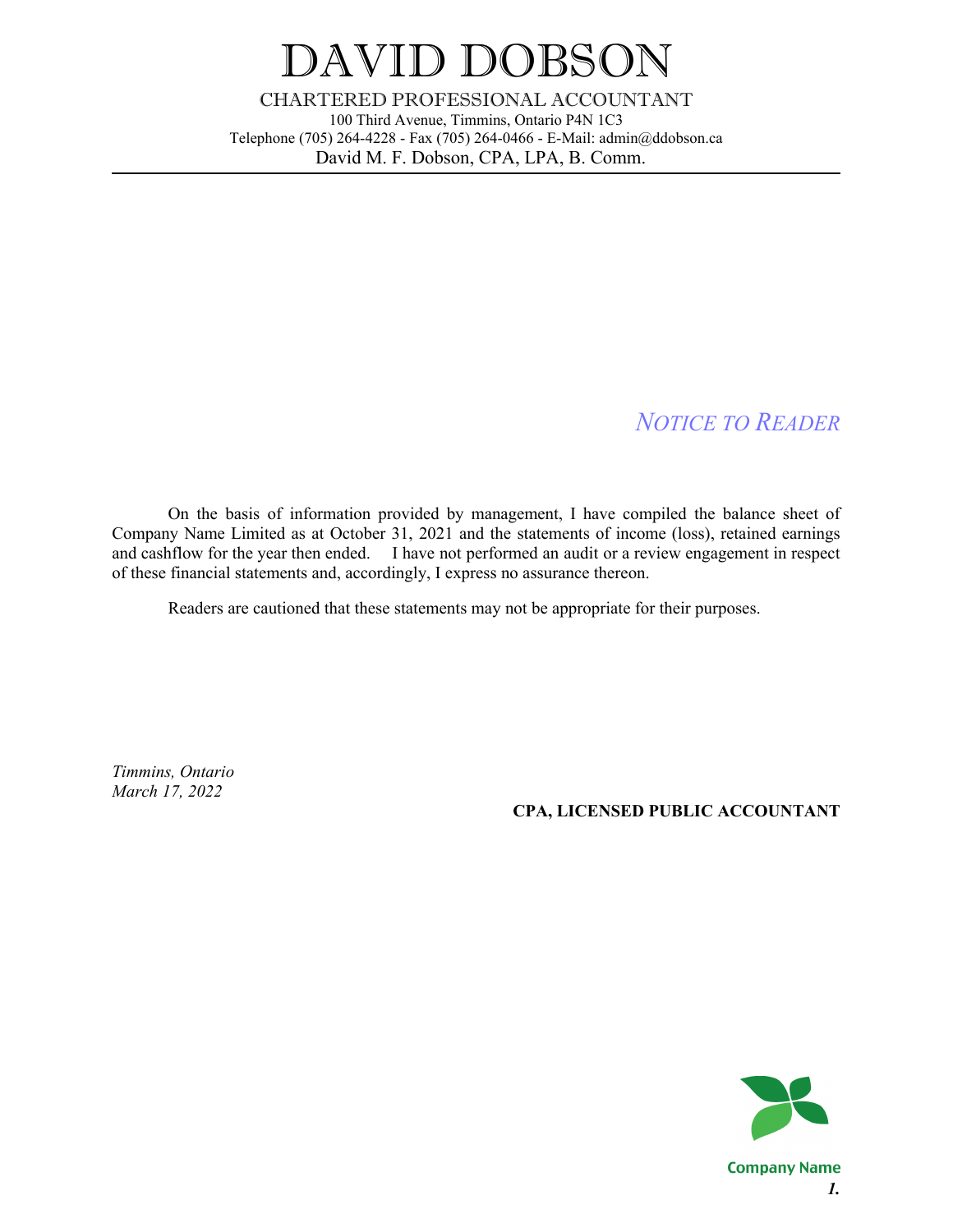# DAVID DOBSON

CHARTERED PROFESSIONAL ACCOUNTANT

100 Third Avenue, Timmins, Ontario P4N 1C3

Telephone (705) 264-4228 - Fax (705) 264-0466 - E-Mail: admin@ddobson.ca

David M. F. Dobson, CPA, LPA, B. Comm.

---

## *NOTICE TO READER*

On the basis of information provided by management, I have compiled the balance sheet of Company Name Limited as at October 31, 2021 and the statements of income (loss), retained earnings and cashflow for the year then ended. I have not performed an audit or a review engagement in respect of these financial statements and, accordingly, I express no assurance thereon.

Readers are cautioned that these statements may not be appropriate for their purposes.

*Timmins, Ontario*
*March 17, 2022*

**CPA, LICENSED PUBLIC ACCOUNTANT**

Company Name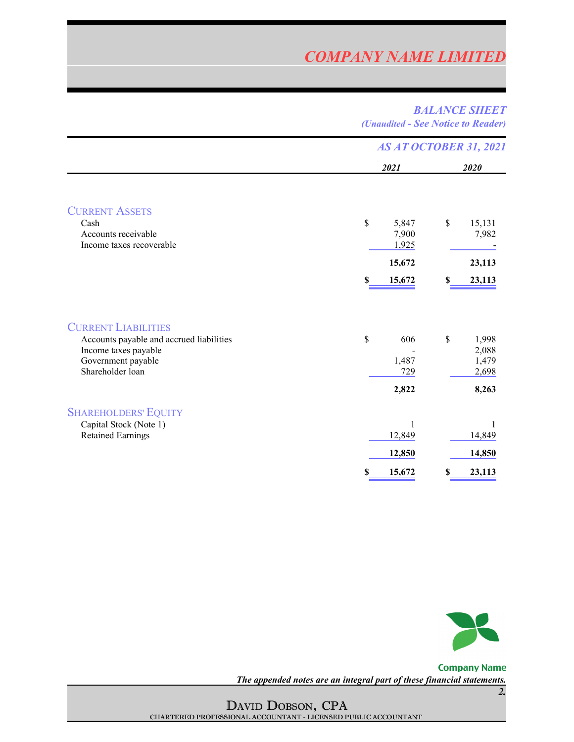# COMPANY NAME LIMITED

## *BALANCE SHEET*
*(Unaudited - See Notice to Reader)*

### *AS AT OCTOBER 31, 2021*

| | 2021 | 2020 |
|---|---|---|
| **CURRENT ASSETS** | | |
| Cash | $ 5,847 | $ 15,131 |
| Accounts receivable | 7,900 | 7,982 |
| Income taxes recoverable | 1,925 | - |
| | **15,672** | **23,113** |
| | **$ 15,672** | **$ 23,113** |
| **CURRENT LIABILITIES** | | |
| Accounts payable and accrued liabilities | $ 606 | $ 1,998 |
| Income taxes payable | - | 2,088 |
| Government payable | 1,487 | 1,479 |
| Shareholder loan | 729 | 2,698 |
| | **2,822** | **8,263** |
| **SHAREHOLDERS' EQUITY** | | |
| Capital Stock (Note 1) | 1 | 1 |
| Retained Earnings | 12,849 | 14,849 |
| | **12,850** | **14,850** |
| | **$ 15,672** | **$ 23,113** |

Company Name

*The appended notes are an integral part of these financial statements.*

DAVID DOBSON, CPA
CHARTERED PROFESSIONAL ACCOUNTANT - LICENSED PUBLIC ACCOUNTANT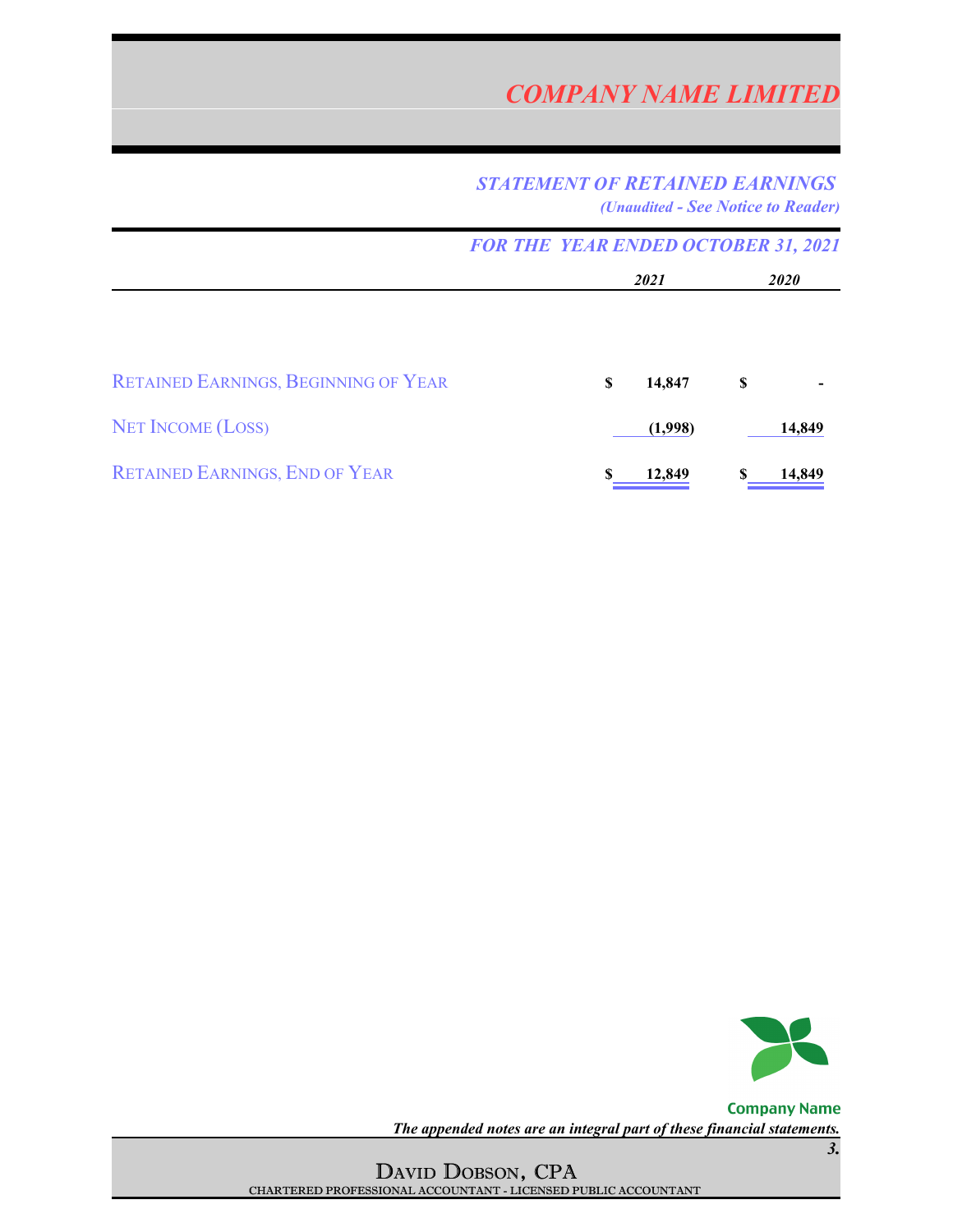# COMPANY NAME LIMITED

## STATEMENT OF RETAINED EARNINGS

*(Unaudited - See Notice to Reader)*

### FOR THE YEAR ENDED OCTOBER 31, 2021

| | 2021 | 2020 |
|---|---|---|
| RETAINED EARNINGS, BEGINNING OF YEAR | $ 14,847 | $ - |
| NET INCOME (LOSS) | (1,998) | 14,849 |
| RETAINED EARNINGS, END OF YEAR | $ 12,849 | $ 14,849 |

Company Name

*The appended notes are an integral part of these financial statements.*

DAVID DOBSON, CPA
CHARTERED PROFESSIONAL ACCOUNTANT - LICENSED PUBLIC ACCOUNTANT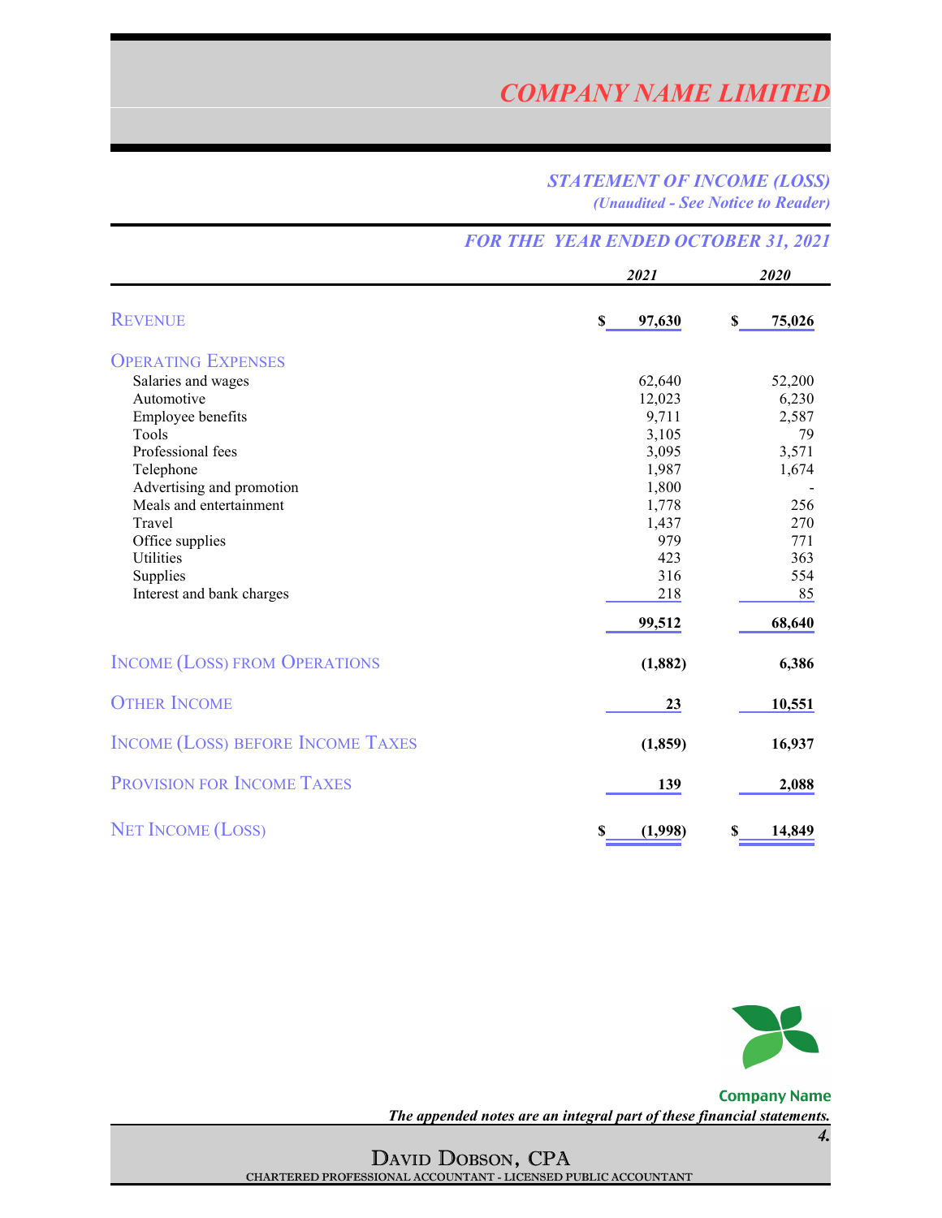# COMPANY NAME LIMITED

## STATEMENT OF INCOME (LOSS)

*(Unaudited - See Notice to Reader)*

### FOR THE YEAR ENDED OCTOBER 31, 2021

| | 2021 | 2020 |
|---|---|---|
| **REVENUE** | **$ 97,630** | **$ 75,026** |
| **OPERATING EXPENSES** | | |
| Salaries and wages | 62,640 | 52,200 |
| Automotive | 12,023 | 6,230 |
| Employee benefits | 9,711 | 2,587 |
| Tools | 3,105 | 79 |
| Professional fees | 3,095 | 3,571 |
| Telephone | 1,987 | 1,674 |
| Advertising and promotion | 1,800 | - |
| Meals and entertainment | 1,778 | 256 |
| Travel | 1,437 | 270 |
| Office supplies | 979 | 771 |
| Utilities | 423 | 363 |
| Supplies | 316 | 554 |
| Interest and bank charges | 218 | 85 |
| | **99,512** | **68,640** |
| **INCOME (LOSS) FROM OPERATIONS** | **(1,882)** | **6,386** |
| **OTHER INCOME** | **23** | **10,551** |
| **INCOME (LOSS) BEFORE INCOME TAXES** | **(1,859)** | **16,937** |
| **PROVISION FOR INCOME TAXES** | **139** | **2,088** |
| **NET INCOME (LOSS)** | **$ (1,998)** | **$ 14,849** |

Company Name

*The appended notes are an integral part of these financial statements.*

DAVID DOBSON, CPA
CHARTERED PROFESSIONAL ACCOUNTANT - LICENSED PUBLIC ACCOUNTANT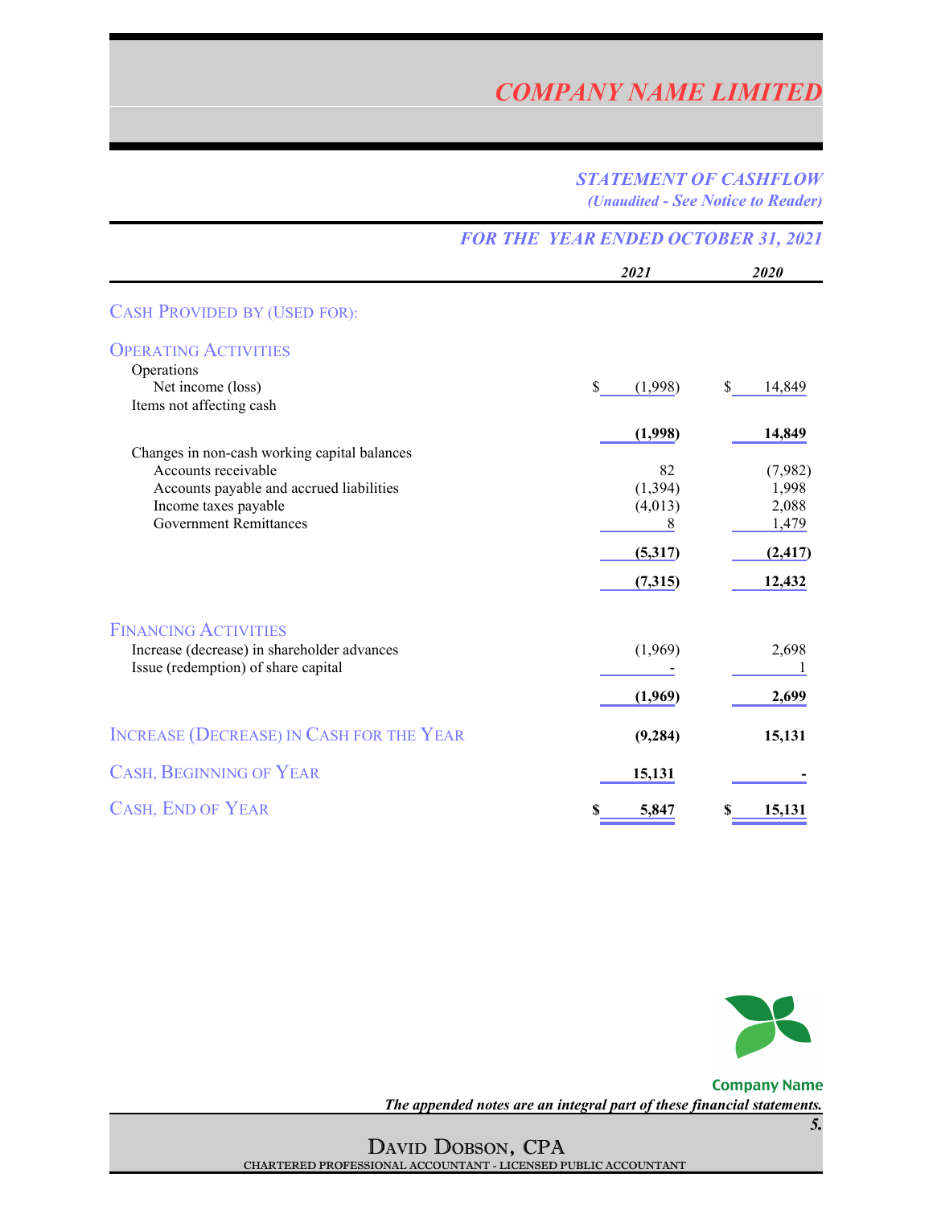# COMPANY NAME LIMITED

## *STATEMENT OF CASHFLOW*
*(Unaudited - See Notice to Reader)*

### *FOR THE YEAR ENDED OCTOBER 31, 2021*

| | *2021* | *2020* |
|---|---|---|
| **CASH PROVIDED BY (USED FOR):** | | |
| **OPERATING ACTIVITIES** | | |
| Operations | | |
| Net income (loss) | $ (1,998) | $ 14,849 |
| Items not affecting cash | | |
| | **(1,998)** | **14,849** |
| Changes in non-cash working capital balances | | |
| Accounts receivable | 82 | (7,982) |
| Accounts payable and accrued liabilities | (1,394) | 1,998 |
| Income taxes payable | (4,013) | 2,088 |
| Government Remittances | 8 | 1,479 |
| | **(5,317)** | **(2,417)** |
| | **(7,315)** | **12,432** |
| **FINANCING ACTIVITIES** | | |
| Increase (decrease) in shareholder advances | (1,969) | 2,698 |
| Issue (redemption) of share capital | - | 1 |
| | **(1,969)** | **2,699** |
| **INCREASE (DECREASE) IN CASH FOR THE YEAR** | **(9,284)** | **15,131** |
| **CASH, BEGINNING OF YEAR** | **15,131** | **-** |
| **CASH, END OF YEAR** | **$ 5,847** | **$ 15,131** |

Company Name

*The appended notes are an integral part of these financial statements.*

DAVID DOBSON, CPA
CHARTERED PROFESSIONAL ACCOUNTANT - LICENSED PUBLIC ACCOUNTANT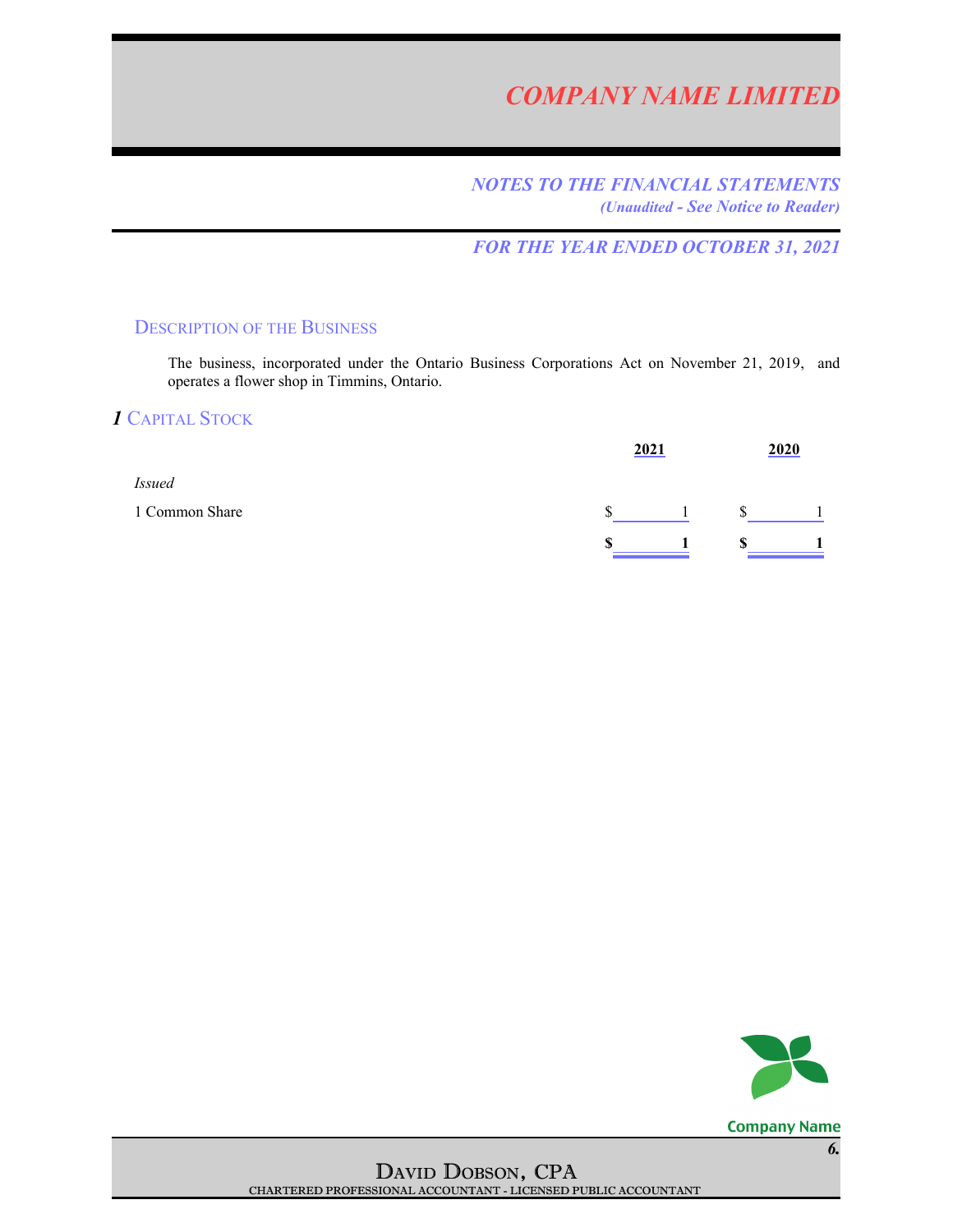# COMPANY NAME LIMITED

## NOTES TO THE FINANCIAL STATEMENTS
*(Unaudited - See Notice to Reader)*

## FOR THE YEAR ENDED OCTOBER 31, 2021

### Description of the Business

The business, incorporated under the Ontario Business Corporations Act on November 21, 2019, and operates a flower shop in Timmins, Ontario.

### *1* Capital Stock

| | 2021 | 2020 |
|---|---|---|
| *Issued* | | |
| 1 Common Share | $ 1 | $ 1 |
| | **$ 1** | **$ 1** |

Company Name

David Dobson, CPA
CHARTERED PROFESSIONAL ACCOUNTANT - LICENSED PUBLIC ACCOUNTANT